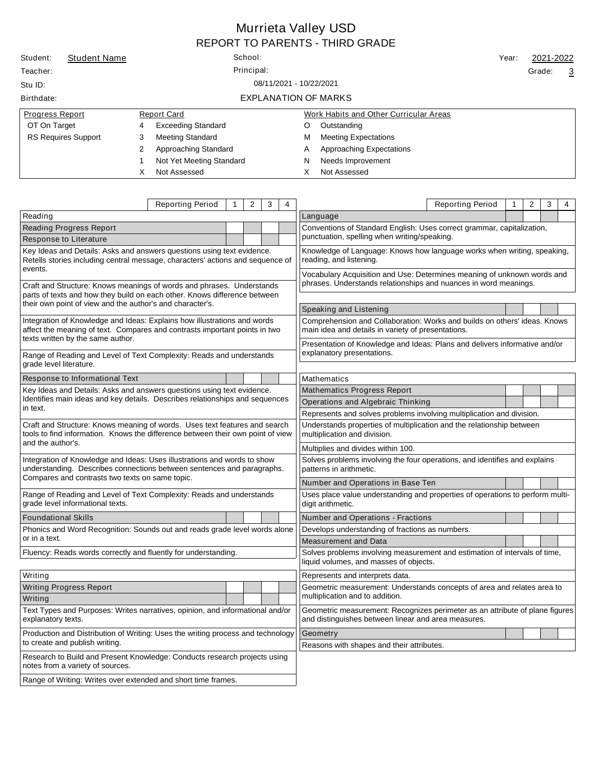# Murrieta Valley USD

## REPORT TO PARENTS - THIRD GRADE

Student: Student Name

School:

Year: 2021-2022

Teacher:

Principal:

Grade: 3

Stu ID:

08/11/2021 - 10/22/2021

Birthdate:

### EXPLANATION OF MARKS

| Progress Report | Report Card | Work Habits and Other Curricular Areas |
|---|---|---|
| OT On Target | 4 Exceeding Standard | O Outstanding |
| RS Requires Support | 3 Meeting Standard | M Meeting Expectations |
| | 2 Approaching Standard | A Approaching Expectations |
| | 1 Not Yet Meeting Standard | N Needs Improvement |
| | X Not Assessed | X Not Assessed |

| Reporting Period | 1 | 2 | 3 | 4 |
|---|---|---|---|---|
| **Reading** | | | | |
| Reading Progress Report | | | | |
| Response to Literature | | | | |
| Key Ideas and Details: Asks and answers questions using text evidence. Retells stories including central message, characters' actions and sequence of events. | | | | |
| Craft and Structure: Knows meanings of words and phrases. Understands parts of texts and how they build on each other. Knows difference between their own point of view and the author's and character's. | | | | |
| Integration of Knowledge and Ideas: Explains how illustrations and words affect the meaning of text. Compares and contrasts important points in two texts written by the same author. | | | | |
| Range of Reading and Level of Text Complexity: Reads and understands grade level literature. | | | | |
| Response to Informational Text | | | | |
| Key Ideas and Details: Asks and answers questions using text evidence. Identifies main ideas and key details. Describes relationships and sequences in text. | | | | |
| Craft and Structure: Knows meaning of words. Uses text features and search tools to find information. Knows the difference between their own point of view and the author's. | | | | |
| Integration of Knowledge and Ideas: Uses illustrations and words to show understanding. Describes connections between sentences and paragraphs. Compares and contrasts two texts on same topic. | | | | |
| Range of Reading and Level of Text Complexity: Reads and understands grade level informational texts. | | | | |
| Foundational Skills | | | | |
| Phonics and Word Recognition: Sounds out and reads grade level words alone or in a text. | | | | |
| Fluency: Reads words correctly and fluently for understanding. | | | | |
| **Writing** | | | | |
| Writing Progress Report | | | | |
| Writing | | | | |
| Text Types and Purposes: Writes narratives, opinion, and informational and/or explanatory texts. | | | | |
| Production and Distribution of Writing: Uses the writing process and technology to create and publish writing. | | | | |
| Research to Build and Present Knowledge: Conducts research projects using notes from a variety of sources. | | | | |
| Range of Writing: Writes over extended and short time frames. | | | | |

| Reporting Period | 1 | 2 | 3 | 4 |
|---|---|---|---|---|
| **Language** | | | | |
| Conventions of Standard English: Uses correct grammar, capitalization, punctuation, spelling when writing/speaking. | | | | |
| Knowledge of Language: Knows how language works when writing, speaking, reading, and listening. | | | | |
| Vocabulary Acquisition and Use: Determines meaning of unknown words and phrases. Understands relationships and nuances in word meanings. | | | | |
| **Speaking and Listening** | | | | |
| Comprehension and Collaboration: Works and builds on others' ideas. Knows main idea and details in variety of presentations. | | | | |
| Presentation of Knowledge and Ideas: Plans and delivers informative and/or explanatory presentations. | | | | |
| **Mathematics** | | | | |
| Mathematics Progress Report | | | | |
| Operations and Algebraic Thinking | | | | |
| Represents and solves problems involving multiplication and division. | | | | |
| Understands properties of multiplication and the relationship between multiplication and division. | | | | |
| Multiplies and divides within 100. | | | | |
| Solves problems involving the four operations, and identifies and explains patterns in arithmetic. | | | | |
| Number and Operations in Base Ten | | | | |
| Uses place value understanding and properties of operations to perform multi-digit arithmetic. | | | | |
| Number and Operations - Fractions | | | | |
| Develops understanding of fractions as numbers. | | | | |
| Measurement and Data | | | | |
| Solves problems involving measurement and estimation of intervals of time, liquid volumes, and masses of objects. | | | | |
| Represents and interprets data. | | | | |
| Geometric measurement: Understands concepts of area and relates area to multiplication and to addition. | | | | |
| Geometric measurement: Recognizes perimeter as an attribute of plane figures and distinguishes between linear and area measures. | | | | |
| Geometry | | | | |
| Reasons with shapes and their attributes. | | | | |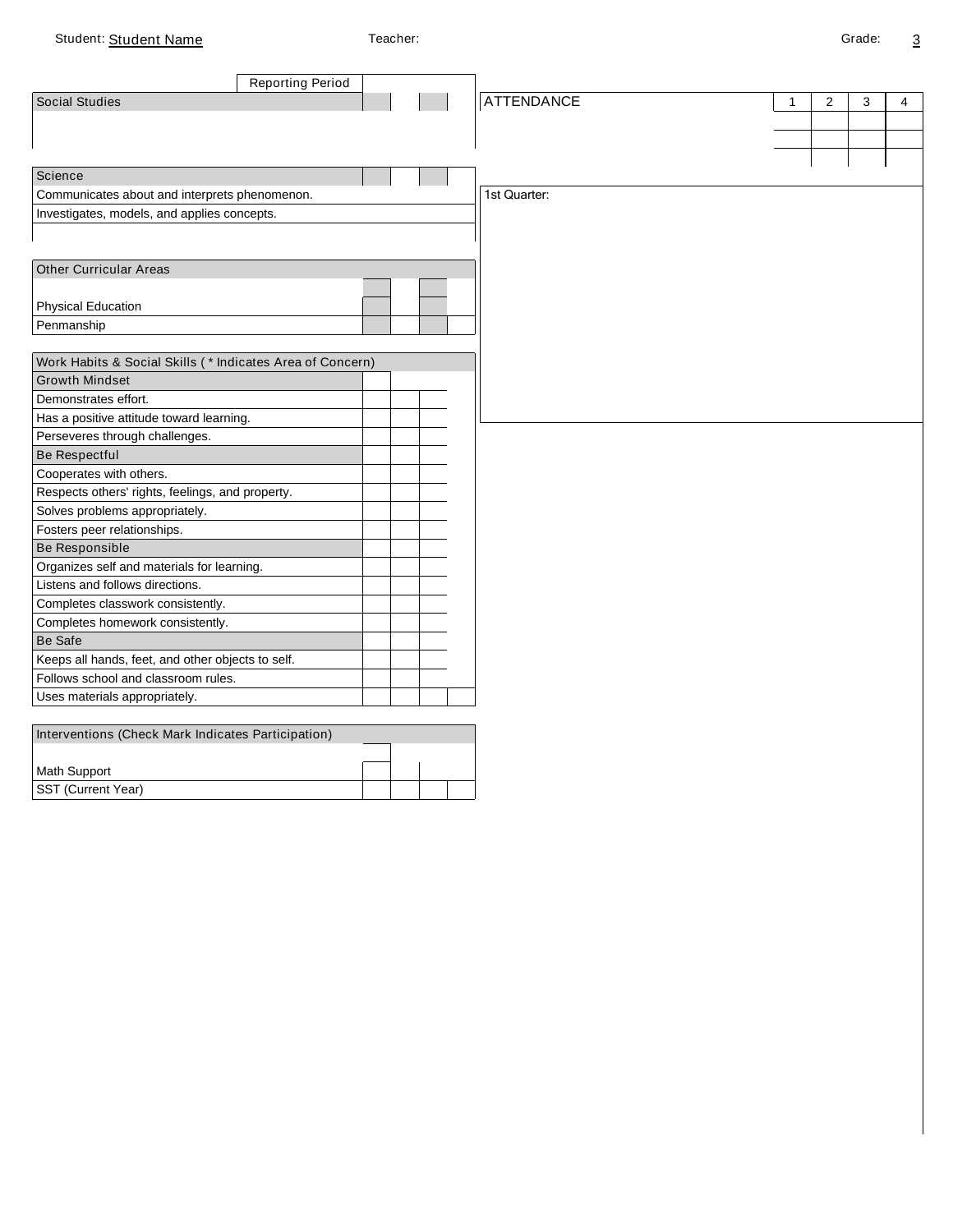Student: Student Name Teacher: Grade: 3

| Reporting Period | | | | |
|---|---|---|---|---|
| **Social Studies** | | | | |
| | | | | |
| **Science** | | | | |
| Communicates about and interprets phenomenon. | | | | |
| Investigates, models, and applies concepts. | | | | |
| | | | | |
| **Other Curricular Areas** | | | | |
| Physical Education | | | | |
| Penmanship | | | | |

| Work Habits & Social Skills ( * Indicates Area of Concern) | | | | |
|---|---|---|---|---|
| **Growth Mindset** | | | | |
| Demonstrates effort. | | | | |
| Has a positive attitude toward learning. | | | | |
| Perseveres through challenges. | | | | |
| **Be Respectful** | | | | |
| Cooperates with others. | | | | |
| Respects others' rights, feelings, and property. | | | | |
| Solves problems appropriately. | | | | |
| Fosters peer relationships. | | | | |
| **Be Responsible** | | | | |
| Organizes self and materials for learning. | | | | |
| Listens and follows directions. | | | | |
| Completes classwork consistently. | | | | |
| Completes homework consistently. | | | | |
| **Be Safe** | | | | |
| Keeps all hands, feet, and other objects to self. | | | | |
| Follows school and classroom rules. | | | | |
| Uses materials appropriately. | | | | |

| Interventions (Check Mark Indicates Participation) | | | | |
|---|---|---|---|---|
| Math Support | | | | |
| SST (Current Year) | | | | |

| ATTENDANCE | 1 | 2 | 3 | 4 |
|---|---|---|---|---|
| | | | | |
| | | | | |
| | | | | |

1st Quarter: